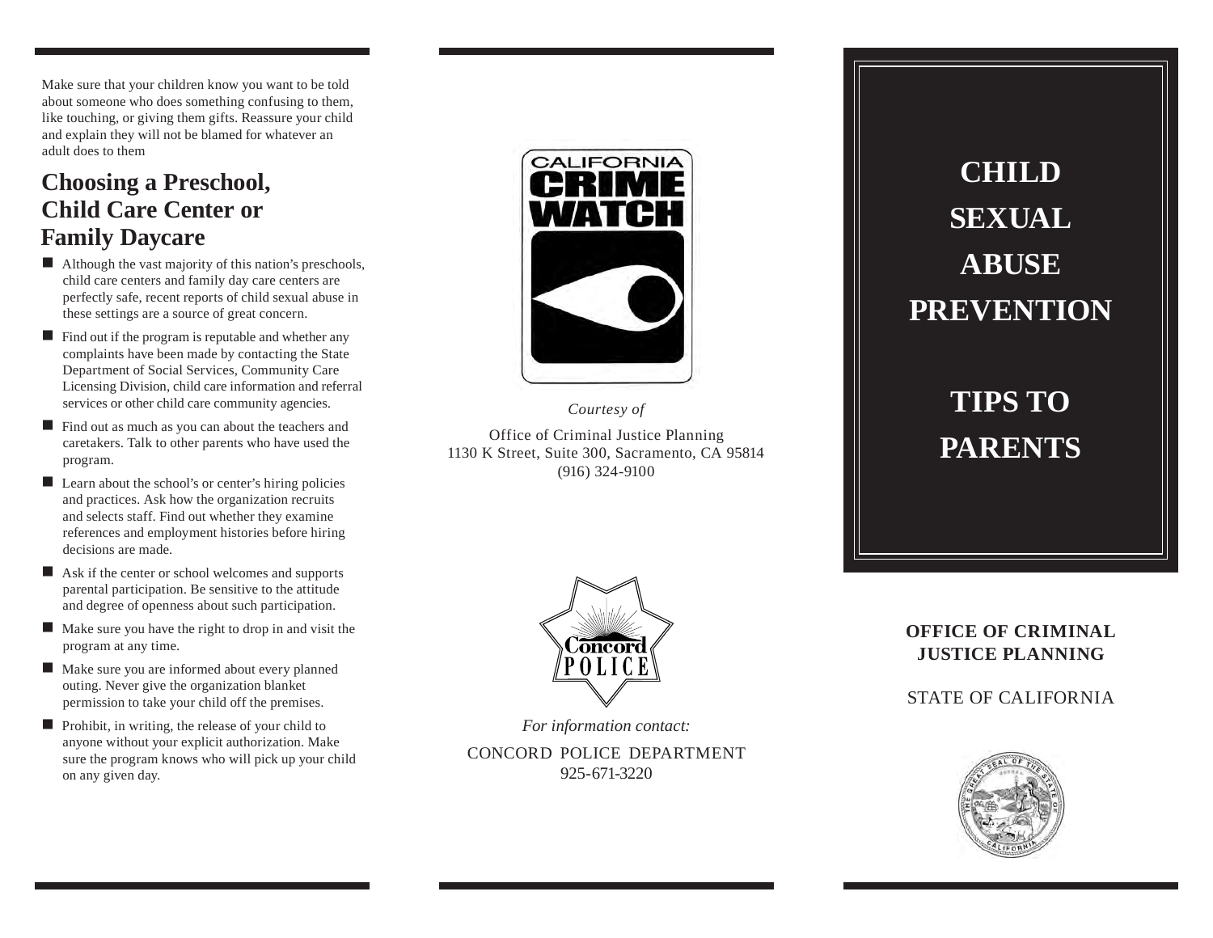Make sure that your children know you want to be told about someone who does something confusing to them, like touching, or giving them gifts. Reassure your child and explain they will not be blamed for whatever an adult does to them

## Choosing a Preschool, Child Care Center or Family Daycare

- Although the vast majority of this nation's preschools, child care centers and family day care centers are perfectly safe, recent reports of child sexual abuse in these settings are a source of great concern.
- Find out if the program is reputable and whether any complaints have been made by contacting the State Department of Social Services, Community Care Licensing Division, child care information and referral services or other child care community agencies.
- Find out as much as you can about the teachers and caretakers. Talk to other parents who have used the program.
- Learn about the school's or center's hiring policies and practices. Ask how the organization recruits and selects staff. Find out whether they examine references and employment histories before hiring decisions are made.
- Ask if the center or school welcomes and supports parental participation. Be sensitive to the attitude and degree of openness about such participation.
- Make sure you have the right to drop in and visit the program at any time.
- Make sure you are informed about every planned outing. Never give the organization blanket permission to take your child off the premises.
- Prohibit, in writing, the release of your child to anyone without your explicit authorization. Make sure the program knows who will pick up your child on any given day.

CALIFORNIA CRIME WATCH

*Courtesy of*

Office of Criminal Justice Planning
1130 K Street, Suite 300, Sacramento, CA 95814
(916) 324-9100

Concord POLICE

*For information contact:*

CONCORD POLICE DEPARTMENT
925-671-3220

# CHILD SEXUAL ABUSE PREVENTION

# TIPS TO PARENTS

**OFFICE OF CRIMINAL JUSTICE PLANNING**

STATE OF CALIFORNIA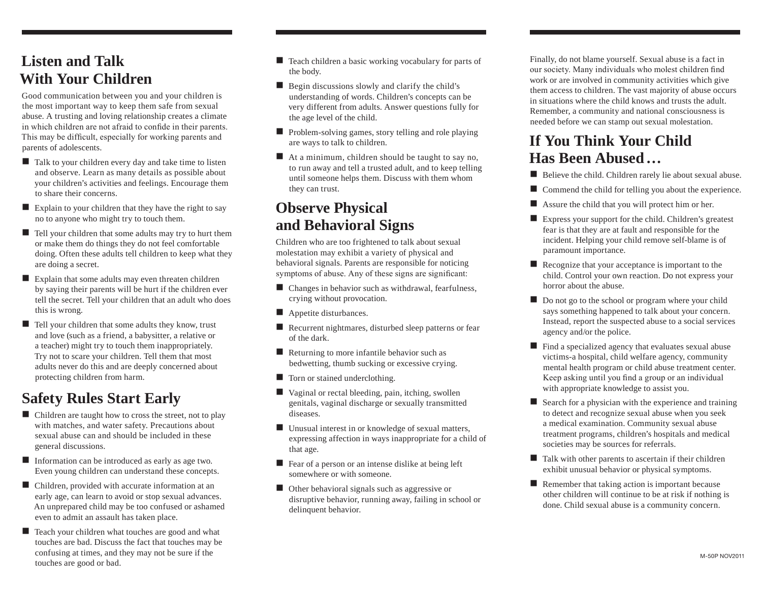## Listen and Talk With Your Children

Good communication between you and your children is the most important way to keep them safe from sexual abuse. A trusting and loving relationship creates a climate in which children are not afraid to confide in their parents. This may be difficult, especially for working parents and parents of adolescents.

- Talk to your children every day and take time to listen and observe. Learn as many details as possible about your children's activities and feelings. Encourage them to share their concerns.
- Explain to your children that they have the right to say no to anyone who might try to touch them.
- Tell your children that some adults may try to hurt them or make them do things they do not feel comfortable doing. Often these adults tell children to keep what they are doing a secret.
- Explain that some adults may even threaten children by saying their parents will be hurt if the children ever tell the secret. Tell your children that an adult who does this is wrong.
- Tell your children that some adults they know, trust and love (such as a friend, a babysitter, a relative or a teacher) might try to touch them inappropriately. Try not to scare your children. Tell them that most adults never do this and are deeply concerned about protecting children from harm.

## Safety Rules Start Early

- Children are taught how to cross the street, not to play with matches, and water safety. Precautions about sexual abuse can and should be included in these general discussions.
- Information can be introduced as early as age two. Even young children can understand these concepts.
- Children, provided with accurate information at an early age, can learn to avoid or stop sexual advances. An unprepared child may be too confused or ashamed even to admit an assault has taken place.
- Teach your children what touches are good and what touches are bad. Discuss the fact that touches may be confusing at times, and they may not be sure if the touches are good or bad.
- Teach children a basic working vocabulary for parts of the body.
- Begin discussions slowly and clarify the child's understanding of words. Children's concepts can be very different from adults. Answer questions fully for the age level of the child.
- Problem-solving games, story telling and role playing are ways to talk to children.
- At a minimum, children should be taught to say no, to run away and tell a trusted adult, and to keep telling until someone helps them. Discuss with them whom they can trust.

## Observe Physical and Behavioral Signs

Children who are too frightened to talk about sexual molestation may exhibit a variety of physical and behavioral signals. Parents are responsible for noticing symptoms of abuse. Any of these signs are significant:

- Changes in behavior such as withdrawal, fearfulness, crying without provocation.
- Appetite disturbances.
- Recurrent nightmares, disturbed sleep patterns or fear of the dark.
- Returning to more infantile behavior such as bedwetting, thumb sucking or excessive crying.
- Torn or stained underclothing.
- Vaginal or rectal bleeding, pain, itching, swollen genitals, vaginal discharge or sexually transmitted diseases.
- Unusual interest in or knowledge of sexual matters, expressing affection in ways inappropriate for a child of that age.
- Fear of a person or an intense dislike at being left somewhere or with someone.
- Other behavioral signals such as aggressive or disruptive behavior, running away, failing in school or delinquent behavior.

Finally, do not blame yourself. Sexual abuse is a fact in our society. Many individuals who molest children find work or are involved in community activities which give them access to children. The vast majority of abuse occurs in situations where the child knows and trusts the adult. Remember, a community and national consciousness is needed before we can stamp out sexual molestation.

## If You Think Your Child Has Been Abused…

- Believe the child. Children rarely lie about sexual abuse.
- Commend the child for telling you about the experience.
- Assure the child that you will protect him or her.
- Express your support for the child. Children's greatest fear is that they are at fault and responsible for the incident. Helping your child remove self-blame is of paramount importance.
- Recognize that your acceptance is important to the child. Control your own reaction. Do not express your horror about the abuse.
- Do not go to the school or program where your child says something happened to talk about your concern. Instead, report the suspected abuse to a social services agency and/or the police.
- Find a specialized agency that evaluates sexual abuse victims-a hospital, child welfare agency, community mental health program or child abuse treatment center. Keep asking until you find a group or an individual with appropriate knowledge to assist you.
- Search for a physician with the experience and training to detect and recognize sexual abuse when you seek a medical examination. Community sexual abuse treatment programs, children's hospitals and medical societies may be sources for referrals.
- Talk with other parents to ascertain if their children exhibit unusual behavior or physical symptoms.
- Remember that taking action is important because other children will continue to be at risk if nothing is done. Child sexual abuse is a community concern.

M-50P NOV2011